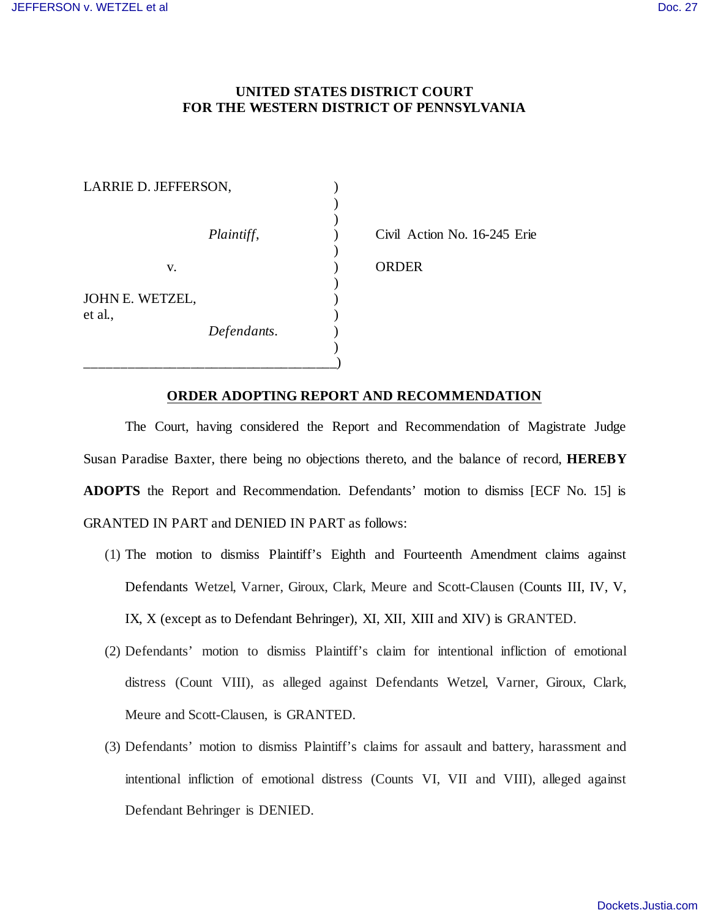UNITED STATES DISTRICT COURT
FOR THE WESTERN DISTRICT OF PENNSYLVANIA

| | | |
|---|---|---|
| LARRIE D. JEFFERSON, *Plaintiff*, | ) | Civil Action No. 16-245 Erie |
| v. | ) | ORDER |
| JOHN E. WETZEL, et al., *Defendants*. | ) | |

## ORDER ADOPTING REPORT AND RECOMMENDATION

The Court, having considered the Report and Recommendation of Magistrate Judge Susan Paradise Baxter, there being no objections thereto, and the balance of record, **HEREBY ADOPTS** the Report and Recommendation. Defendants' motion to dismiss [ECF No. 15] is GRANTED IN PART and DENIED IN PART as follows:

(1) The motion to dismiss Plaintiff's Eighth and Fourteenth Amendment claims against Defendants Wetzel, Varner, Giroux, Clark, Meure and Scott-Clausen (Counts III, IV, V, IX, X (except as to Defendant Behringer), XI, XII, XIII and XIV) is GRANTED.

(2) Defendants' motion to dismiss Plaintiff's claim for intentional infliction of emotional distress (Count VIII), as alleged against Defendants Wetzel, Varner, Giroux, Clark, Meure and Scott-Clausen, is GRANTED.

(3) Defendants' motion to dismiss Plaintiff's claims for assault and battery, harassment and intentional infliction of emotional distress (Counts VI, VII and VIII), alleged against Defendant Behringer is DENIED.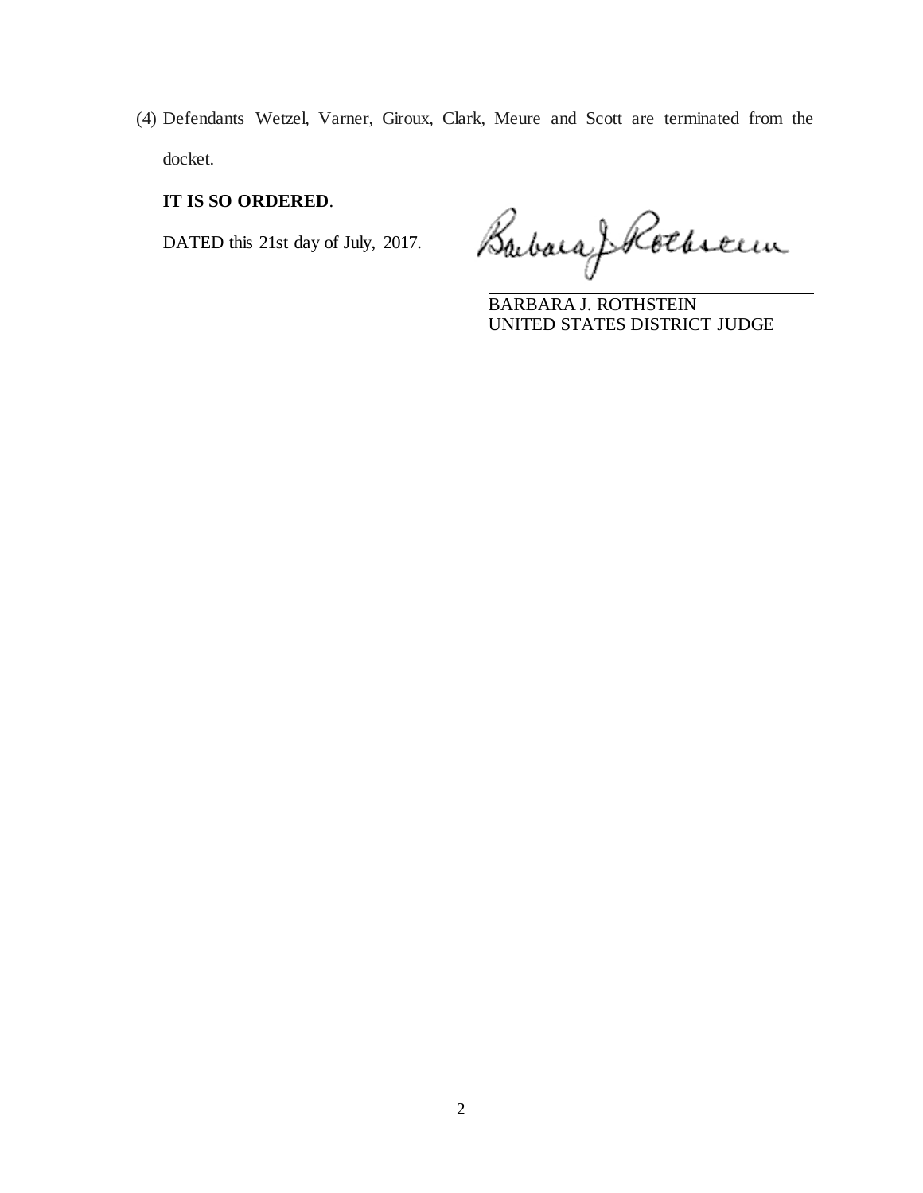(4) Defendants Wetzel, Varner, Giroux, Clark, Meure and Scott are terminated from the docket.

**IT IS SO ORDERED**.

DATED this 21st day of July, 2017.

BARBARA J. ROTHSTEIN
UNITED STATES DISTRICT JUDGE